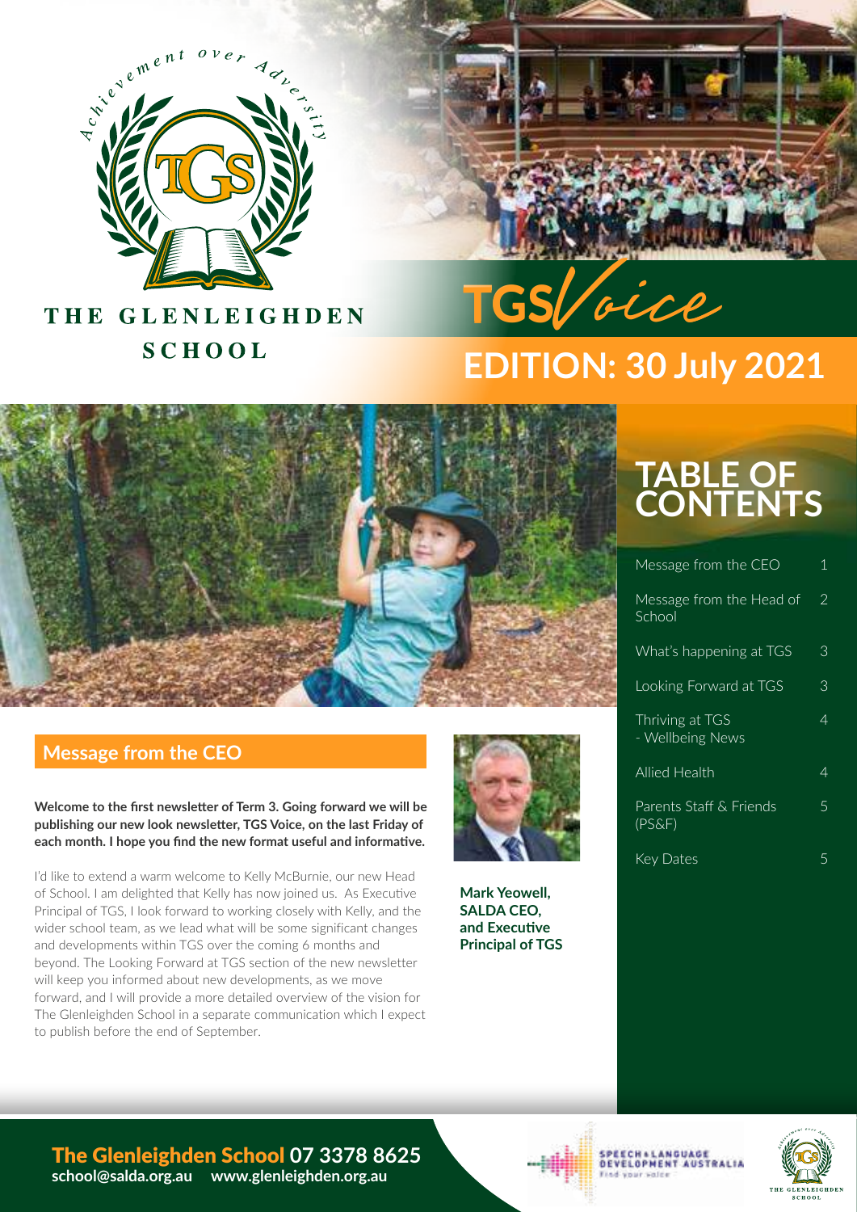Achievement over Adversity

THE GLENLEIGHDEN SCHOOL

# TGS Voice

## EDITION: 30 July 2021

## TABLE OF CONTENTS

| | |
|---|---|
| Message from the CEO | 1 |
| Message from the Head of School | 2 |
| What's happening at TGS | 3 |
| Looking Forward at TGS | 3 |
| Thriving at TGS - Wellbeing News | 4 |
| Allied Health | 4 |
| Parents Staff & Friends (PS&F) | 5 |
| Key Dates | 5 |

## Message from the CEO

**Welcome to the first newsletter of Term 3. Going forward we will be publishing our new look newsletter, TGS Voice, on the last Friday of each month. I hope you find the new format useful and informative.**

I'd like to extend a warm welcome to Kelly McBurnie, our new Head of School. I am delighted that Kelly has now joined us. As Executive Principal of TGS, I look forward to working closely with Kelly, and the wider school team, as we lead what will be some significant changes and developments within TGS over the coming 6 months and beyond. The Looking Forward at TGS section of the new newsletter will keep you informed about new developments, as we move forward, and I will provide a more detailed overview of the vision for The Glenleighden School in a separate communication which I expect to publish before the end of September.

**Mark Yeowell, SALDA CEO, and Executive Principal of TGS**

**The Glenleighden School 07 3378 8625**
**school@salda.org.au www.glenleighden.org.au**

SPEECH & LANGUAGE DEVELOPMENT AUSTRALIA
Find your voice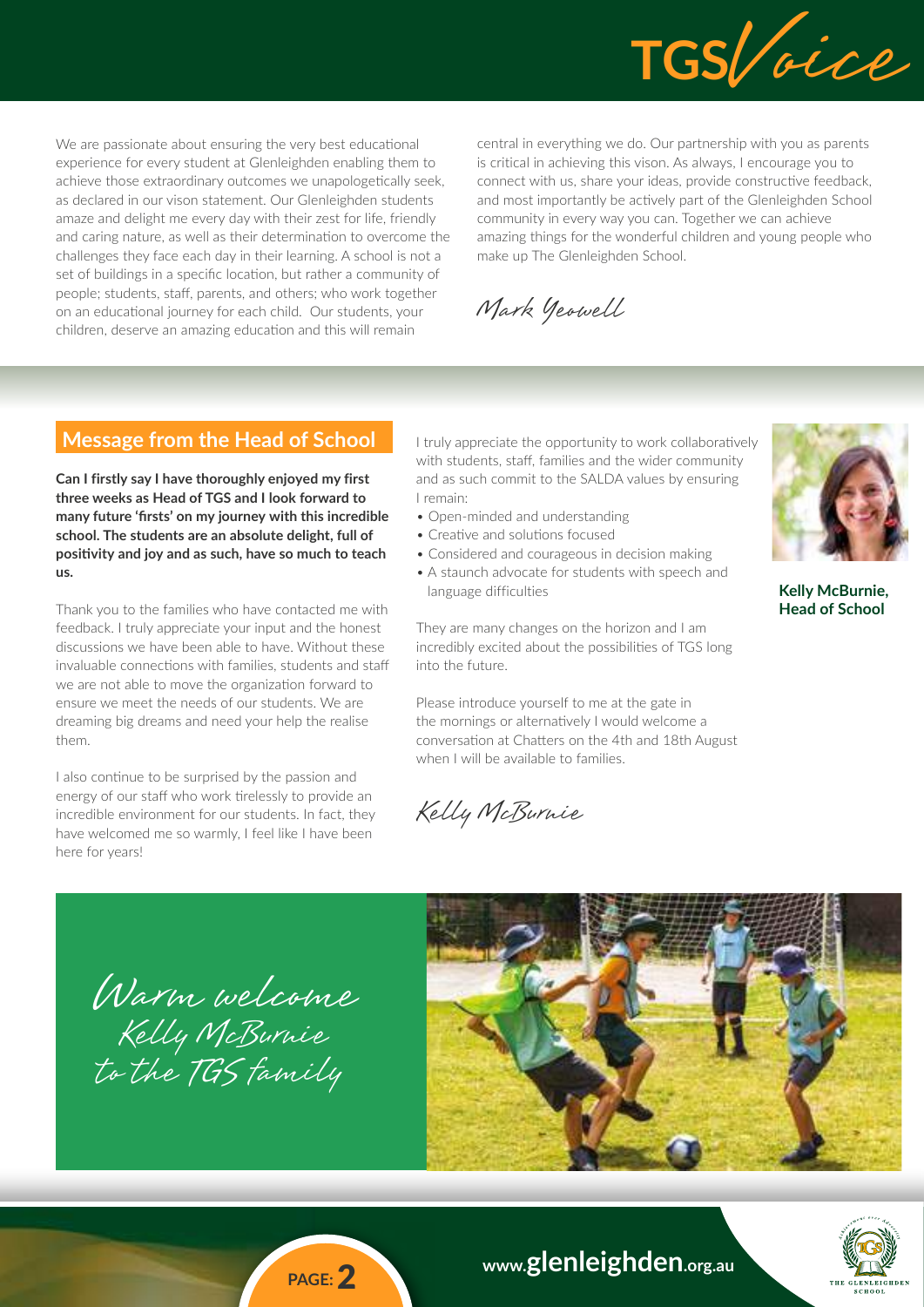We are passionate about ensuring the very best educational experience for every student at Glenleighden enabling them to achieve those extraordinary outcomes we unapologetically seek, as declared in our vison statement. Our Glenleighden students amaze and delight me every day with their zest for life, friendly and caring nature, as well as their determination to overcome the challenges they face each day in their learning. A school is not a set of buildings in a specific location, but rather a community of people; students, staff, parents, and others; who work together on an educational journey for each child. Our students, your children, deserve an amazing education and this will remain central in everything we do. Our partnership with you as parents is critical in achieving this vison. As always, I encourage you to connect with us, share your ideas, provide constructive feedback, and most importantly be actively part of the Glenleighden School community in every way you can. Together we can achieve amazing things for the wonderful children and young people who make up The Glenleighden School.

*Mark Yeowell*

## Message from the Head of School

**Can I firstly say I have thoroughly enjoyed my first three weeks as Head of TGS and I look forward to many future 'firsts' on my journey with this incredible school. The students are an absolute delight, full of positivity and joy and as such, have so much to teach us.**

Thank you to the families who have contacted me with feedback. I truly appreciate your input and the honest discussions we have been able to have. Without these invaluable connections with families, students and staff we are not able to move the organization forward to ensure we meet the needs of our students. We are dreaming big dreams and need your help the realise them.

I also continue to be surprised by the passion and energy of our staff who work tirelessly to provide an incredible environment for our students. In fact, they have welcomed me so warmly, I feel like I have been here for years!

I truly appreciate the opportunity to work collaboratively with students, staff, families and the wider community and as such commit to the SALDA values by ensuring I remain:

- Open-minded and understanding
- Creative and solutions focused
- Considered and courageous in decision making
- A staunch advocate for students with speech and language difficulties

They are many changes on the horizon and I am incredibly excited about the possibilities of TGS long into the future.

Please introduce yourself to me at the gate in the mornings or alternatively I would welcome a conversation at Chatters on the 4th and 18th August when I will be available to families.

*Kelly McBurnie*

**Kelly McBurnie, Head of School**

*Warm welcome Kelly McBurnie to the TGS family*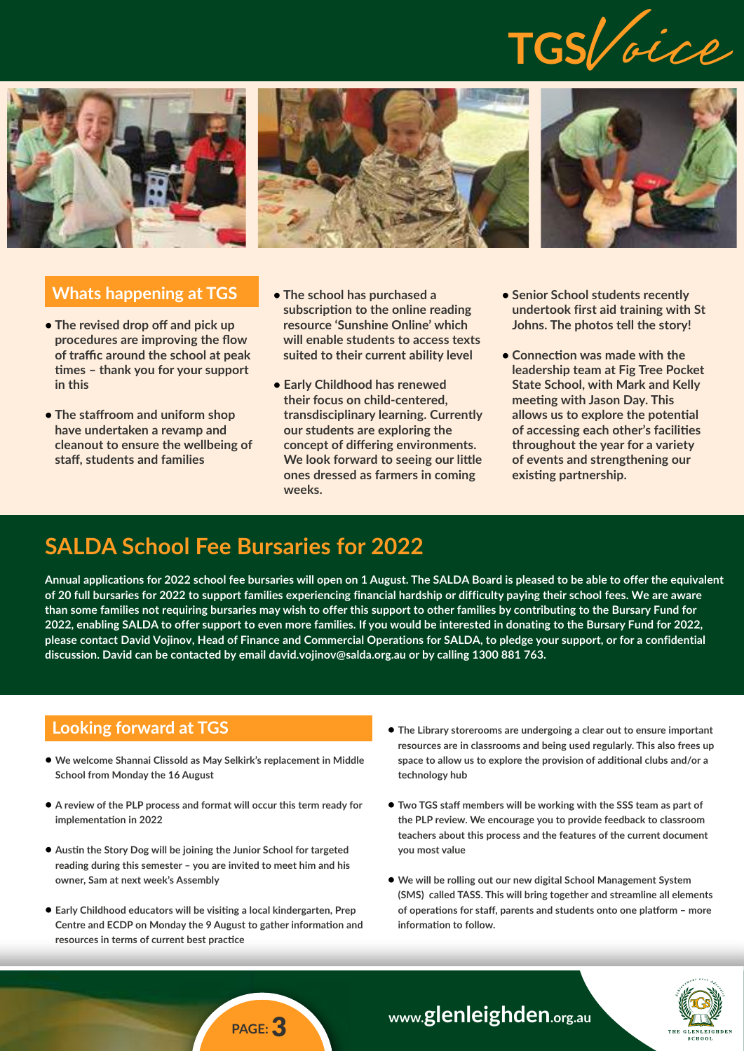## Whats happening at TGS

- **The revised drop off and pick up procedures are improving the flow of traffic around the school at peak times – thank you for your support in this**
- **The staffroom and uniform shop have undertaken a revamp and cleanout to ensure the wellbeing of staff, students and families**
- **The school has purchased a subscription to the online reading resource 'Sunshine Online' which will enable students to access texts suited to their current ability level**
- **Early Childhood has renewed their focus on child-centered, transdisciplinary learning. Currently our students are exploring the concept of differing environments. We look forward to seeing our little ones dressed as farmers in coming weeks.**
- **Senior School students recently undertook first aid training with St Johns. The photos tell the story!**
- **Connection was made with the leadership team at Fig Tree Pocket State School, with Mark and Kelly meeting with Jason Day. This allows us to explore the potential of accessing each other's facilities throughout the year for a variety of events and strengthening our existing partnership.**

## SALDA School Fee Bursaries for 2022

**Annual applications for 2022 school fee bursaries will open on 1 August. The SALDA Board is pleased to be able to offer the equivalent of 20 full bursaries for 2022 to support families experiencing financial hardship or difficulty paying their school fees. We are aware than some families not requiring bursaries may wish to offer this support to other families by contributing to the Bursary Fund for 2022, enabling SALDA to offer support to even more families. If you would be interested in donating to the Bursary Fund for 2022, please contact David Vojinov, Head of Finance and Commercial Operations for SALDA, to pledge your support, or for a confidential discussion. David can be contacted by email david.vojinov@salda.org.au or by calling 1300 881 763.**

## Looking forward at TGS

- **We welcome Shannai Clissold as May Selkirk's replacement in Middle School from Monday the 16 August**
- **A review of the PLP process and format will occur this term ready for implementation in 2022**
- **Austin the Story Dog will be joining the Junior School for targeted reading during this semester – you are invited to meet him and his owner, Sam at next week's Assembly**
- **Early Childhood educators will be visiting a local kindergarten, Prep Centre and ECDP on Monday the 9 August to gather information and resources in terms of current best practice**
- **The Library storerooms are undergoing a clear out to ensure important resources are in classrooms and being used regularly. This also frees up space to allow us to explore the provision of additional clubs and/or a technology hub**
- **Two TGS staff members will be working with the SSS team as part of the PLP review. We encourage you to provide feedback to classroom teachers about this process and the features of the current document you most value**
- **We will be rolling out our new digital School Management System (SMS) called TASS. This will bring together and streamline all elements of operations for staff, parents and students onto one platform – more information to follow.**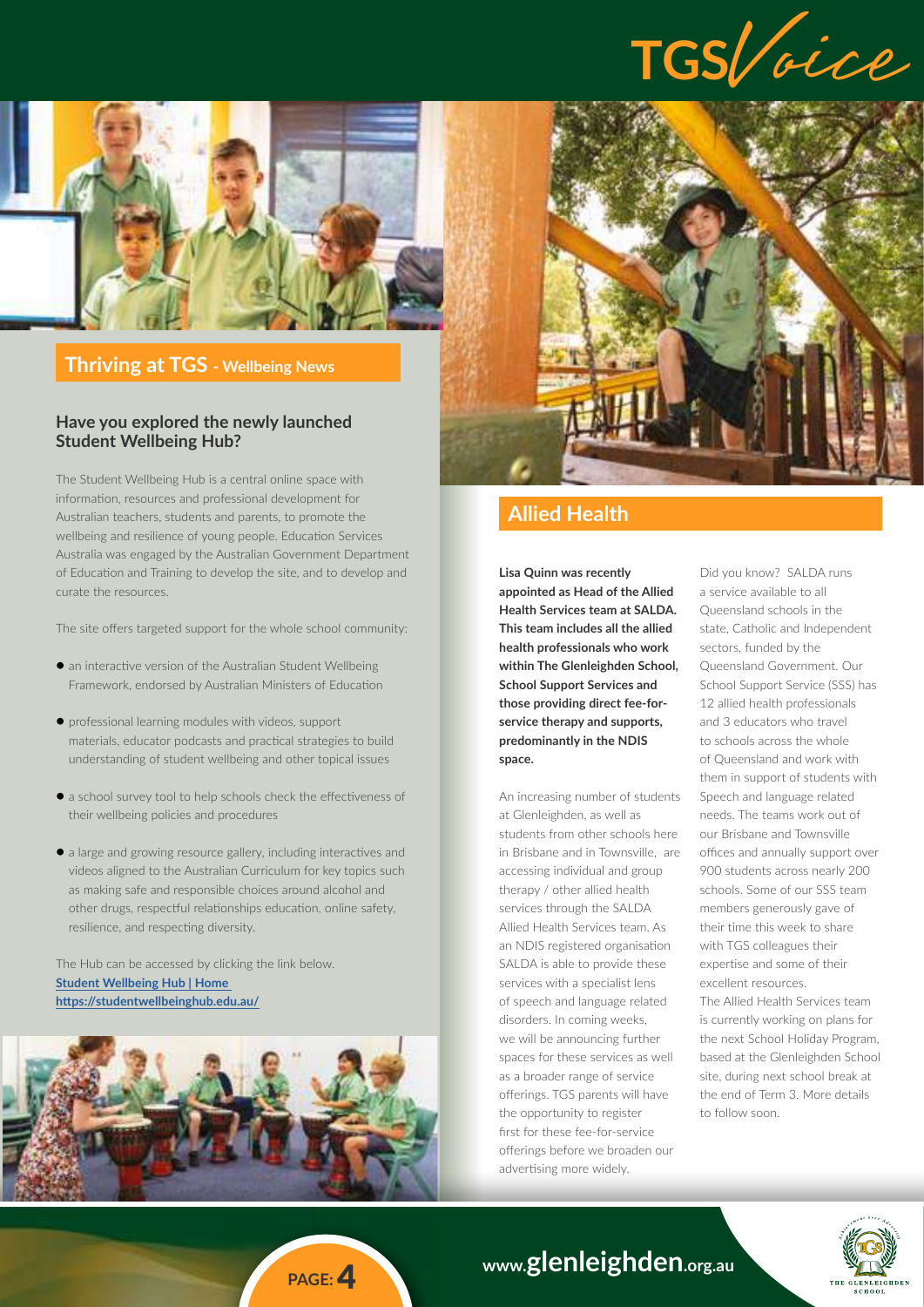## Thriving at TGS - Wellbeing News

### Have you explored the newly launched Student Wellbeing Hub?

The Student Wellbeing Hub is a central online space with information, resources and professional development for Australian teachers, students and parents, to promote the wellbeing and resilience of young people. Education Services Australia was engaged by the Australian Government Department of Education and Training to develop the site, and to develop and curate the resources.

The site offers targeted support for the whole school community:

- an interactive version of the Australian Student Wellbeing Framework, endorsed by Australian Ministers of Education
- professional learning modules with videos, support materials, educator podcasts and practical strategies to build understanding of student wellbeing and other topical issues
- a school survey tool to help schools check the effectiveness of their wellbeing policies and procedures
- a large and growing resource gallery, including interactives and videos aligned to the Australian Curriculum for key topics such as making safe and responsible choices around alcohol and other drugs, respectful relationships education, online safety, resilience, and respecting diversity.

The Hub can be accessed by clicking the link below.
**Student Wellbeing Hub | Home**
**https://studentwellbeinghub.edu.au/**

## Allied Health

**Lisa Quinn was recently appointed as Head of the Allied Health Services team at SALDA. This team includes all the allied health professionals who work within The Glenleighden School, School Support Services and those providing direct fee-for-service therapy and supports, predominantly in the NDIS space.**

An increasing number of students at Glenleighden, as well as students from other schools here in Brisbane and in Townsville, are accessing individual and group therapy / other allied health services through the SALDA Allied Health Services team. As an NDIS registered organisation SALDA is able to provide these services with a specialist lens of speech and language related disorders. In coming weeks, we will be announcing further spaces for these services as well as a broader range of service offerings. TGS parents will have the opportunity to register first for these fee-for-service offerings before we broaden our advertising more widely.

Did you know? SALDA runs a service available to all Queensland schools in the state, Catholic and Independent sectors, funded by the Queensland Government. Our School Support Service (SSS) has 12 allied health professionals and 3 educators who travel to schools across the whole of Queensland and work with them in support of students with Speech and language related needs. The teams work out of our Brisbane and Townsville offices and annually support over 900 students across nearly 200 schools. Some of our SSS team members generously gave of their time this week to share with TGS colleagues their expertise and some of their excellent resources.

The Allied Health Services team is currently working on plans for the next School Holiday Program, based at the Glenleighden School site, during next school break at the end of Term 3. More details to follow soon.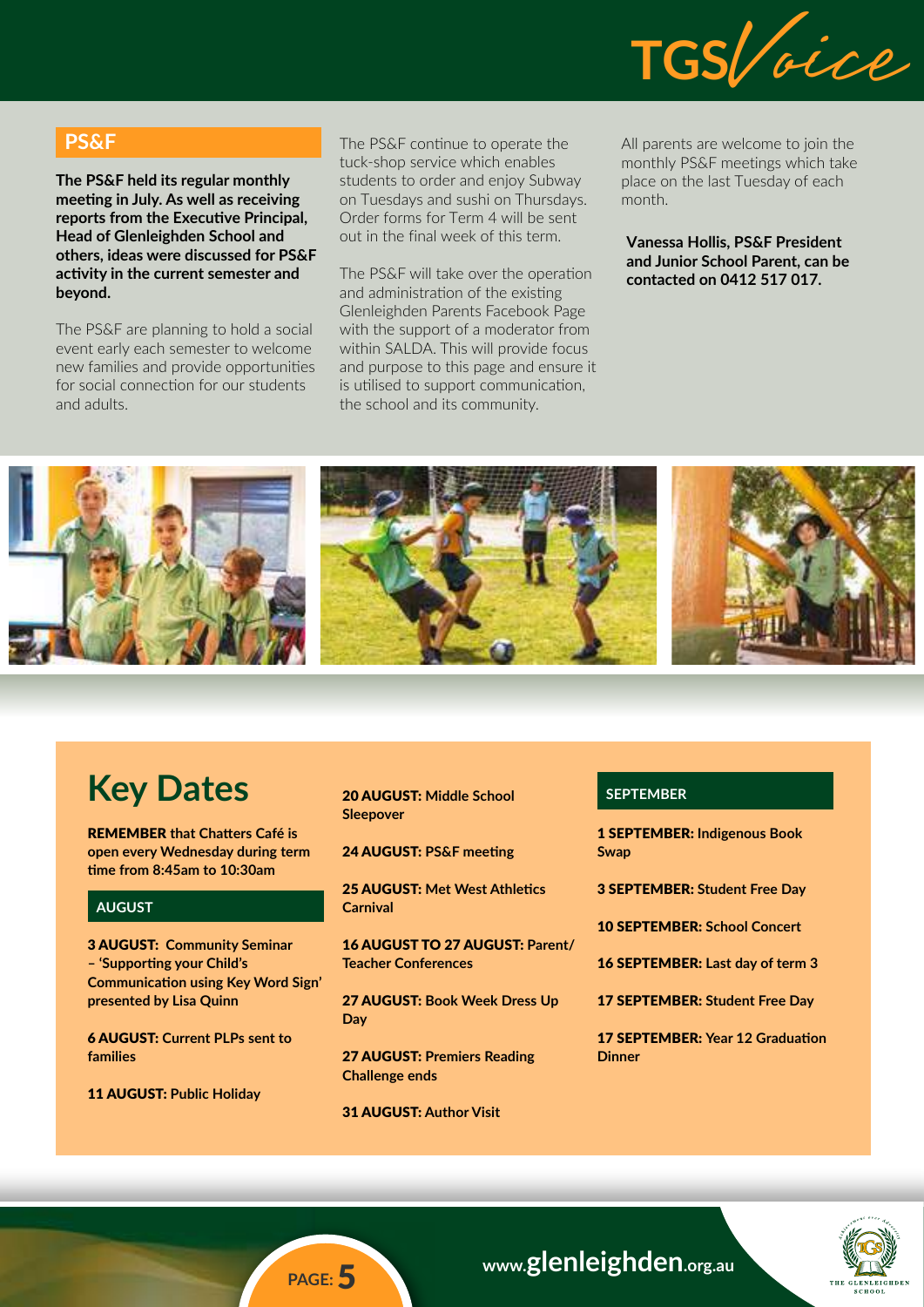## PS&F

**The PS&F held its regular monthly meeting in July. As well as receiving reports from the Executive Principal, Head of Glenleighden School and others, ideas were discussed for PS&F activity in the current semester and beyond.**

The PS&F are planning to hold a social event early each semester to welcome new families and provide opportunities for social connection for our students and adults.

The PS&F continue to operate the tuck-shop service which enables students to order and enjoy Subway on Tuesdays and sushi on Thursdays. Order forms for Term 4 will be sent out in the final week of this term.

The PS&F will take over the operation and administration of the existing Glenleighden Parents Facebook Page with the support of a moderator from within SALDA. This will provide focus and purpose to this page and ensure it is utilised to support communication, the school and its community.

All parents are welcome to join the monthly PS&F meetings which take place on the last Tuesday of each month.

**Vanessa Hollis, PS&F President and Junior School Parent, can be contacted on 0412 517 017.**

# Key Dates

**REMEMBER that Chatters Café is open every Wednesday during term time from 8:45am to 10:30am**

### AUGUST

**3 AUGUST: Community Seminar – 'Supporting your Child's Communication using Key Word Sign' presented by Lisa Quinn**

**6 AUGUST: Current PLPs sent to families**

**11 AUGUST: Public Holiday**

**20 AUGUST: Middle School Sleepover**

**24 AUGUST: PS&F meeting**

**25 AUGUST: Met West Athletics Carnival**

**16 AUGUST TO 27 AUGUST: Parent/ Teacher Conferences**

**27 AUGUST: Book Week Dress Up Day**

**27 AUGUST: Premiers Reading Challenge ends**

**31 AUGUST: Author Visit**

### SEPTEMBER

**1 SEPTEMBER: Indigenous Book Swap**

**3 SEPTEMBER: Student Free Day**

**10 SEPTEMBER: School Concert**

**16 SEPTEMBER: Last day of term 3**

**17 SEPTEMBER: Student Free Day**

**17 SEPTEMBER: Year 12 Graduation Dinner**

www.glenleighden.org.au